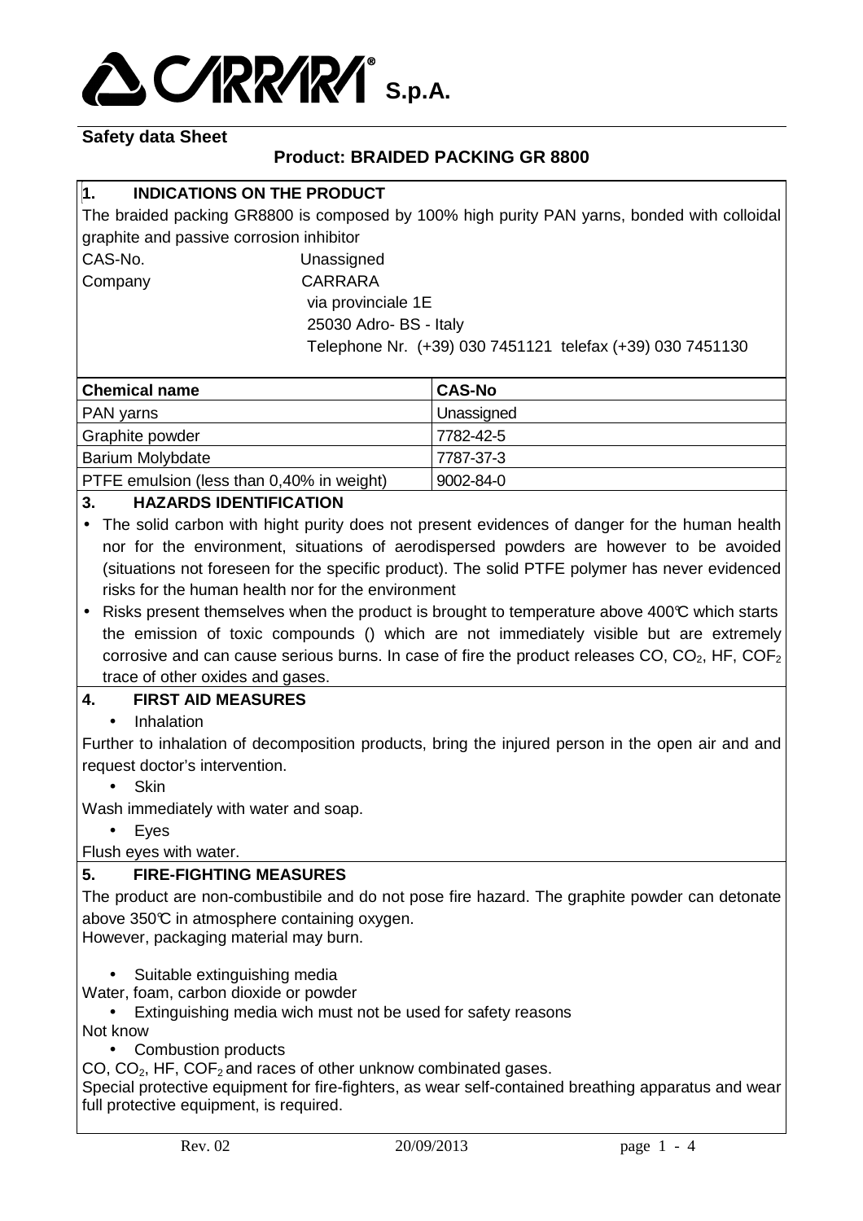# CARRARA S.p.A.

**Safety data Sheet**

**Product: BRAIDED PACKING GR 8800**

## 1. INDICATIONS ON THE PRODUCT

The braided packing GR8800 is composed by 100% high purity PAN yarns, bonded with colloidal graphite and passive corrosion inhibitor

CAS-No. Unassigned

Company CARRARA
via provinciale 1E
25030 Adro- BS - Italy
Telephone Nr. (+39) 030 7451121 telefax (+39) 030 7451130

| Chemical name | CAS-No |
|---|---|
| PAN yarns | Unassigned |
| Graphite powder | 7782-42-5 |
| Barium Molybdate | 7787-37-3 |
| PTFE emulsion (less than 0,40% in weight) | 9002-84-0 |

## 3. HAZARDS IDENTIFICATION

- The solid carbon with hight purity does not present evidences of danger for the human health nor for the environment, situations of aerodispersed powders are however to be avoided (situations not foreseen for the specific product). The solid PTFE polymer has never evidenced risks for the human health nor for the environment
- Risks present themselves when the product is brought to temperature above 400℃ which starts the emission of toxic compounds () which are not immediately visible but are extremely corrosive and can cause serious burns. In case of fire the product releases CO, $CO_2$, HF, $COF_2$ trace of other oxides and gases.

## 4. FIRST AID MEASURES

- Inhalation

Further to inhalation of decomposition products, bring the injured person in the open air and and request doctor's intervention.

- Skin

Wash immediately with water and soap.

- Eyes

Flush eyes with water.

## 5. FIRE-FIGHTING MEASURES

The product are non-combustibile and do not pose fire hazard. The graphite powder can detonate above 350℃ in atmosphere containing oxygen.
However, packaging material may burn.

- Suitable extinguishing media

Water, foam, carbon dioxide or powder

- Extinguishing media wich must not be used for safety reasons

Not know

- Combustion products

CO, $CO_2$, HF, $COF_2$ and races of other unknow combinated gases.
Special protective equipment for fire-fighters, as wear self-contained breathing apparatus and wear full protective equipment, is required.

Rev. 02 20/09/2013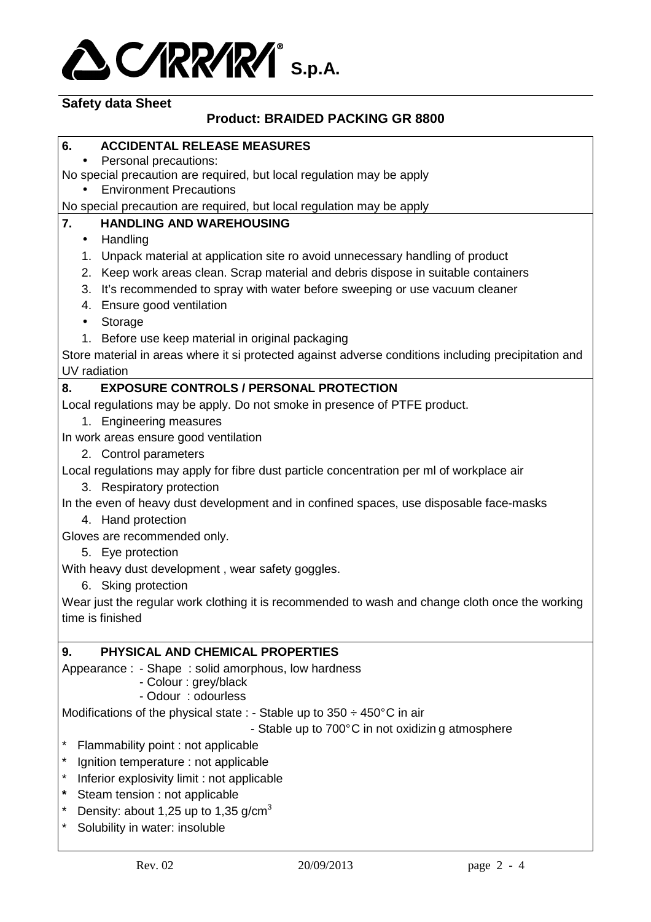**Safety data Sheet**

**Product: BRAIDED PACKING GR 8800**

## 6. ACCIDENTAL RELEASE MEASURES

- Personal precautions:

No special precaution are required, but local regulation may be apply

- Environment Precautions

No special precaution are required, but local regulation may be apply

## 7. HANDLING AND WAREHOUSING

- Handling

1. Unpack material at application site ro avoid unnecessary handling of product
2. Keep work areas clean. Scrap material and debris dispose in suitable containers
3. It's recommended to spray with water before sweeping or use vacuum cleaner
4. Ensure good ventilation

- Storage

1. Before use keep material in original packaging

Store material in areas where it si protected against adverse conditions including precipitation and UV radiation

## 8. EXPOSURE CONTROLS / PERSONAL PROTECTION

Local regulations may be apply. Do not smoke in presence of PTFE product.

1. Engineering measures

In work areas ensure good ventilation

2. Control parameters

Local regulations may apply for fibre dust particle concentration per ml of workplace air

3. Respiratory protection

In the even of heavy dust development and in confined spaces, use disposable face-masks

4. Hand protection

Gloves are recommended only.

5. Eye protection

With heavy dust development , wear safety goggles.

6. Sking protection

Wear just the regular work clothing it is recommended to wash and change cloth once the working time is finished

## 9. PHYSICAL AND CHEMICAL PROPERTIES

Appearance : - Shape : solid amorphous, low hardness
- Colour : grey/black
- Odour : odourless

Modifications of the physical state : - Stable up to 350 ÷ 450°C in air
- Stable up to 700°C in not oxidizin g atmosphere

* Flammability point : not applicable
* Ignition temperature : not applicable
* Inferior explosivity limit : not applicable
* Steam tension : not applicable
* Density: about 1,25 up to 1,35 g/cm$^3$
* Solubility in water: insoluble

Rev. 02 20/09/2013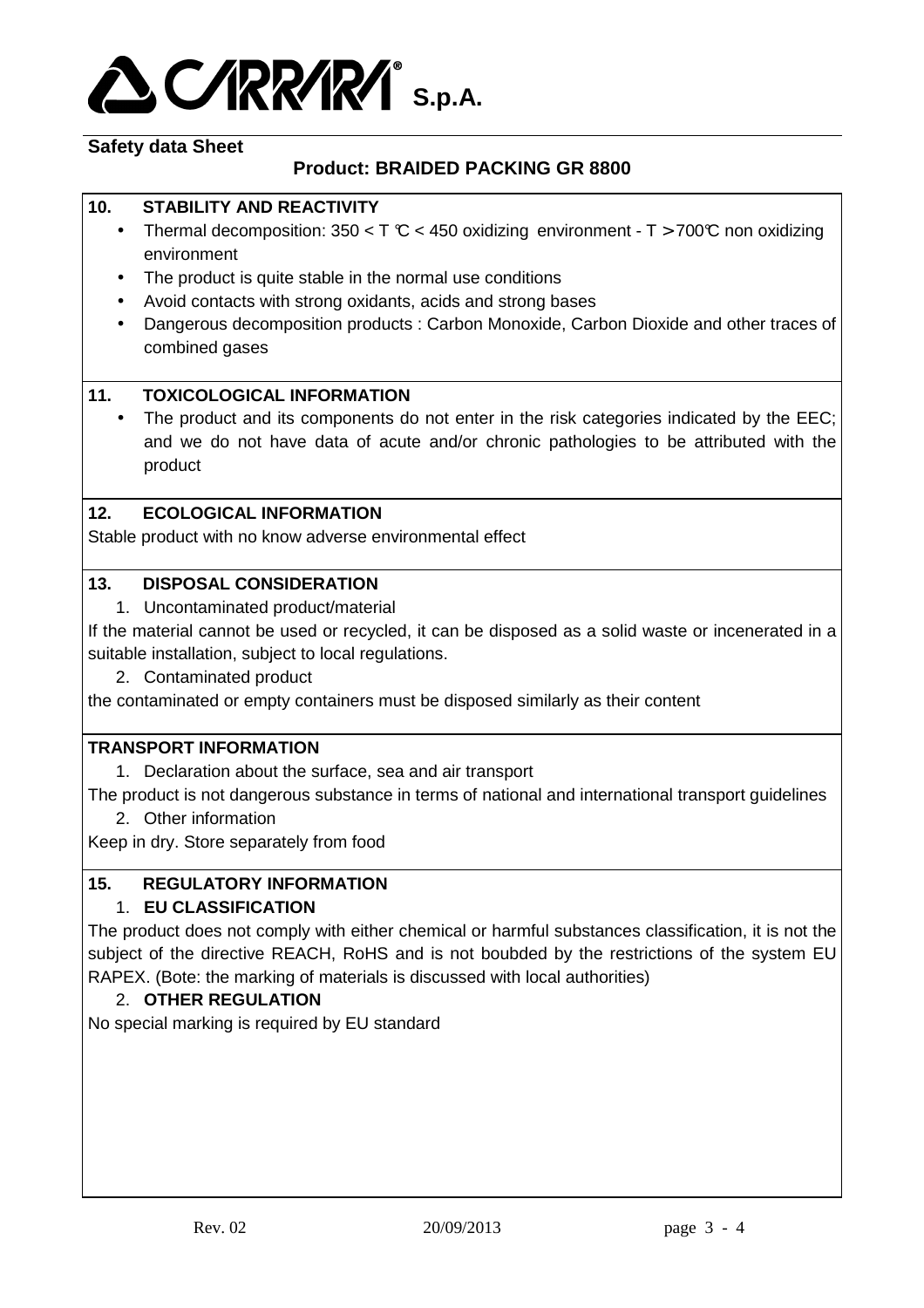**Safety data Sheet**

**Product: BRAIDED PACKING GR 8800**

## 10. STABILITY AND REACTIVITY

- Thermal decomposition: 350 < T ℃ < 450 oxidizing environment - T > 700℃ non oxidizing environment
- The product is quite stable in the normal use conditions
- Avoid contacts with strong oxidants, acids and strong bases
- Dangerous decomposition products : Carbon Monoxide, Carbon Dioxide and other traces of combined gases

## 11. TOXICOLOGICAL INFORMATION

- The product and its components do not enter in the risk categories indicated by the EEC; and we do not have data of acute and/or chronic pathologies to be attributed with the product

## 12. ECOLOGICAL INFORMATION

Stable product with no know adverse environmental effect

## 13. DISPOSAL CONSIDERATION

1. Uncontaminated product/material

If the material cannot be used or recycled, it can be disposed as a solid waste or incenerated in a suitable installation, subject to local regulations.

2. Contaminated product

the contaminated or empty containers must be disposed similarly as their content

## TRANSPORT INFORMATION

1. Declaration about the surface, sea and air transport

The product is not dangerous substance in terms of national and international transport guidelines

2. Other information

Keep in dry. Store separately from food

## 15. REGULATORY INFORMATION

1. **EU CLASSIFICATION**

The product does not comply with either chemical or harmful substances classification, it is not the subject of the directive REACH, RoHS and is not boubded by the restrictions of the system EU RAPEX. (Bote: the marking of materials is discussed with local authorities)

2. **OTHER REGULATION**

No special marking is required by EU standard

Rev. 02 20/09/2013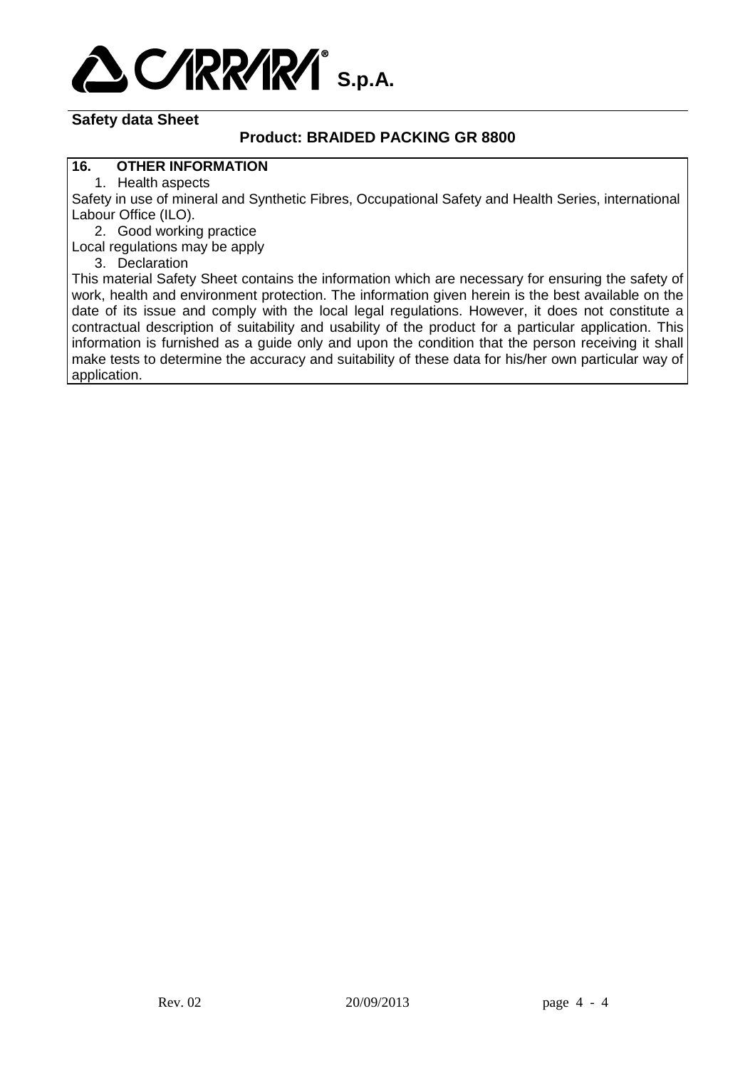**CARRARA S.p.A.**

**Safety data Sheet**

**Product: BRAIDED PACKING GR 8800**

## 16. OTHER INFORMATION

1. Health aspects

Safety in use of mineral and Synthetic Fibres, Occupational Safety and Health Series, international Labour Office (ILO).

2. Good working practice

Local regulations may be apply

3. Declaration

This material Safety Sheet contains the information which are necessary for ensuring the safety of work, health and environment protection. The information given herein is the best available on the date of its issue and comply with the local legal regulations. However, it does not constitute a contractual description of suitability and usability of the product for a particular application. This information is furnished as a guide only and upon the condition that the person receiving it shall make tests to determine the accuracy and suitability of these data for his/her own particular way of application.

Rev. 02 20/09/2013